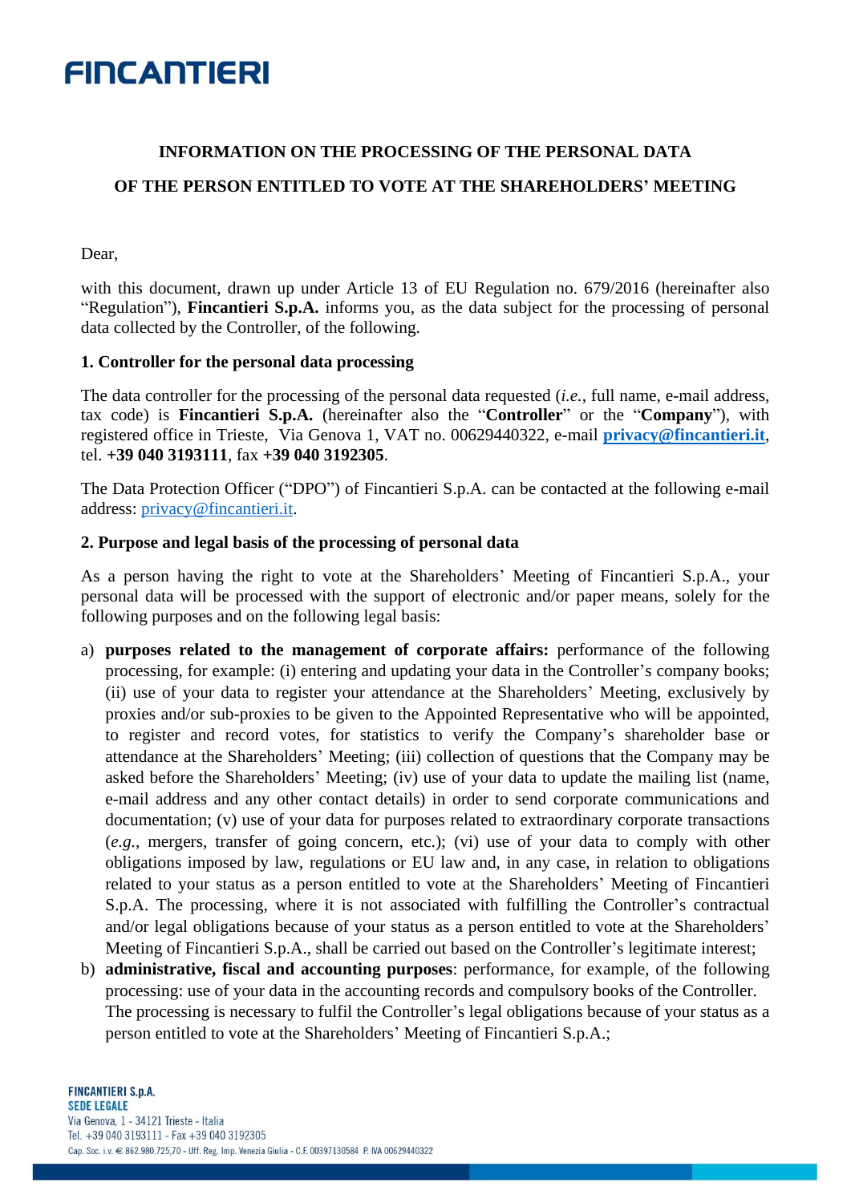# INFORMATION ON THE PROCESSING OF THE PERSONAL DATA OF THE PERSON ENTITLED TO VOTE AT THE SHAREHOLDERS' MEETING

Dear,

with this document, drawn up under Article 13 of EU Regulation no. 679/2016 (hereinafter also "Regulation"), **Fincantieri S.p.A.** informs you, as the data subject for the processing of personal data collected by the Controller, of the following.

## 1. Controller for the personal data processing

The data controller for the processing of the personal data requested (*i.e.*, full name, e-mail address, tax code) is **Fincantieri S.p.A.** (hereinafter also the "**Controller**" or the "**Company**"), with registered office in Trieste, Via Genova 1, VAT no. 00629440322, e-mail **privacy@fincantieri.it**, tel. **+39 040 3193111**, fax **+39 040 3192305**.

The Data Protection Officer ("DPO") of Fincantieri S.p.A. can be contacted at the following e-mail address: privacy@fincantieri.it.

## 2. Purpose and legal basis of the processing of personal data

As a person having the right to vote at the Shareholders' Meeting of Fincantieri S.p.A., your personal data will be processed with the support of electronic and/or paper means, solely for the following purposes and on the following legal basis:

a) **purposes related to the management of corporate affairs:** performance of the following processing, for example: (i) entering and updating your data in the Controller's company books; (ii) use of your data to register your attendance at the Shareholders' Meeting, exclusively by proxies and/or sub-proxies to be given to the Appointed Representative who will be appointed, to register and record votes, for statistics to verify the Company's shareholder base or attendance at the Shareholders' Meeting; (iii) collection of questions that the Company may be asked before the Shareholders' Meeting; (iv) use of your data to update the mailing list (name, e-mail address and any other contact details) in order to send corporate communications and documentation; (v) use of your data for purposes related to extraordinary corporate transactions (*e.g.*, mergers, transfer of going concern, etc.); (vi) use of your data to comply with other obligations imposed by law, regulations or EU law and, in any case, in relation to obligations related to your status as a person entitled to vote at the Shareholders' Meeting of Fincantieri S.p.A. The processing, where it is not associated with fulfilling the Controller's contractual and/or legal obligations because of your status as a person entitled to vote at the Shareholders' Meeting of Fincantieri S.p.A., shall be carried out based on the Controller's legitimate interest;

b) **administrative, fiscal and accounting purposes**: performance, for example, of the following processing: use of your data in the accounting records and compulsory books of the Controller. The processing is necessary to fulfil the Controller's legal obligations because of your status as a person entitled to vote at the Shareholders' Meeting of Fincantieri S.p.A.;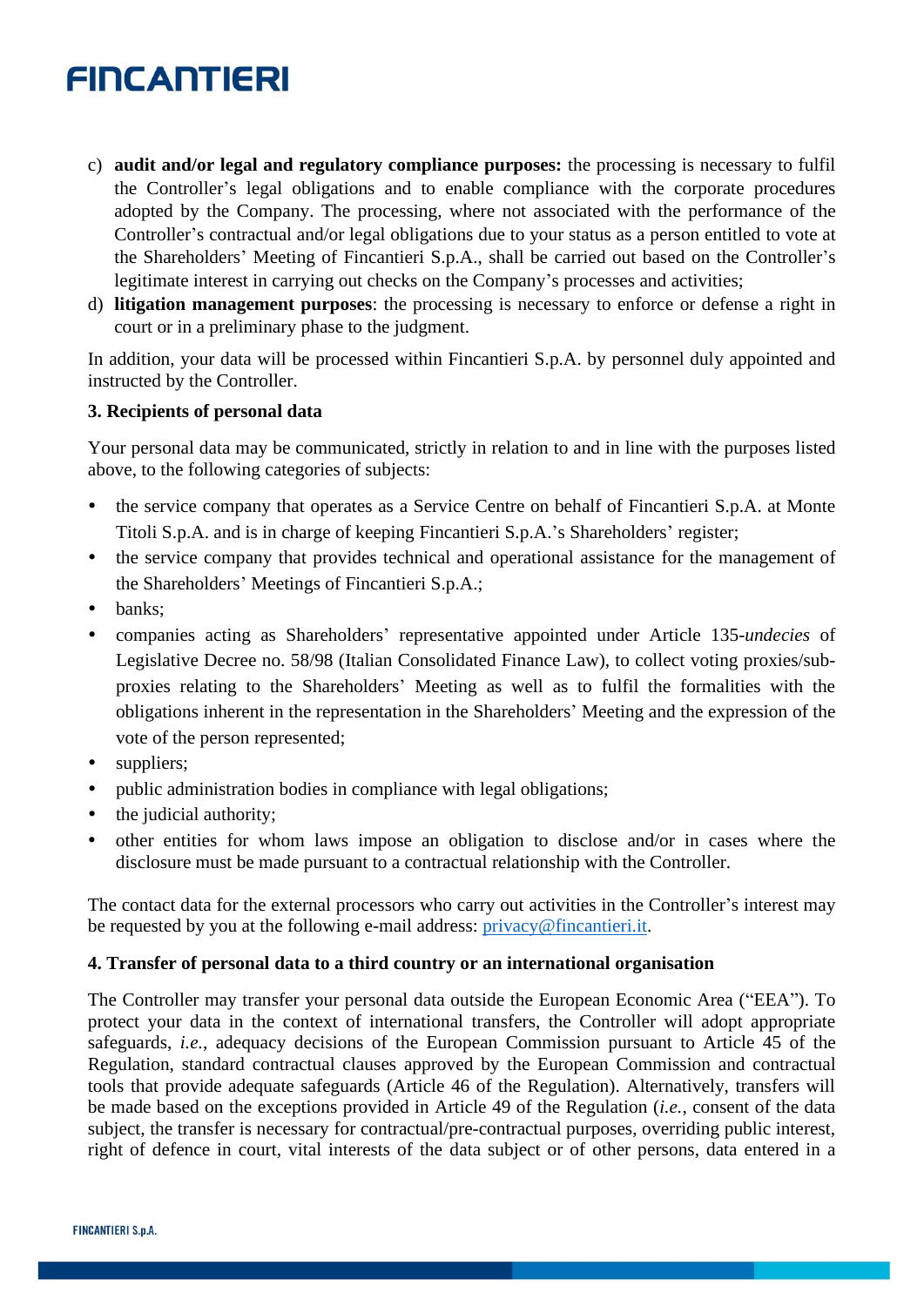c) **audit and/or legal and regulatory compliance purposes:** the processing is necessary to fulfil the Controller's legal obligations and to enable compliance with the corporate procedures adopted by the Company. The processing, where not associated with the performance of the Controller's contractual and/or legal obligations due to your status as a person entitled to vote at the Shareholders' Meeting of Fincantieri S.p.A., shall be carried out based on the Controller's legitimate interest in carrying out checks on the Company's processes and activities;

d) **litigation management purposes**: the processing is necessary to enforce or defense a right in court or in a preliminary phase to the judgment.

In addition, your data will be processed within Fincantieri S.p.A. by personnel duly appointed and instructed by the Controller.

**3. Recipients of personal data**

Your personal data may be communicated, strictly in relation to and in line with the purposes listed above, to the following categories of subjects:

- the service company that operates as a Service Centre on behalf of Fincantieri S.p.A. at Monte Titoli S.p.A. and is in charge of keeping Fincantieri S.p.A.'s Shareholders' register;
- the service company that provides technical and operational assistance for the management of the Shareholders' Meetings of Fincantieri S.p.A.;
- banks;
- companies acting as Shareholders' representative appointed under Article 135-*undecies* of Legislative Decree no. 58/98 (Italian Consolidated Finance Law), to collect voting proxies/sub-proxies relating to the Shareholders' Meeting as well as to fulfil the formalities with the obligations inherent in the representation in the Shareholders' Meeting and the expression of the vote of the person represented;
- suppliers;
- public administration bodies in compliance with legal obligations;
- the judicial authority;
- other entities for whom laws impose an obligation to disclose and/or in cases where the disclosure must be made pursuant to a contractual relationship with the Controller.

The contact data for the external processors who carry out activities in the Controller's interest may be requested by you at the following e-mail address: privacy@fincantieri.it.

**4. Transfer of personal data to a third country or an international organisation**

The Controller may transfer your personal data outside the European Economic Area ("EEA"). To protect your data in the context of international transfers, the Controller will adopt appropriate safeguards, *i.e.*, adequacy decisions of the European Commission pursuant to Article 45 of the Regulation, standard contractual clauses approved by the European Commission and contractual tools that provide adequate safeguards (Article 46 of the Regulation). Alternatively, transfers will be made based on the exceptions provided in Article 49 of the Regulation (*i.e.*, consent of the data subject, the transfer is necessary for contractual/pre-contractual purposes, overriding public interest, right of defence in court, vital interests of the data subject or of other persons, data entered in a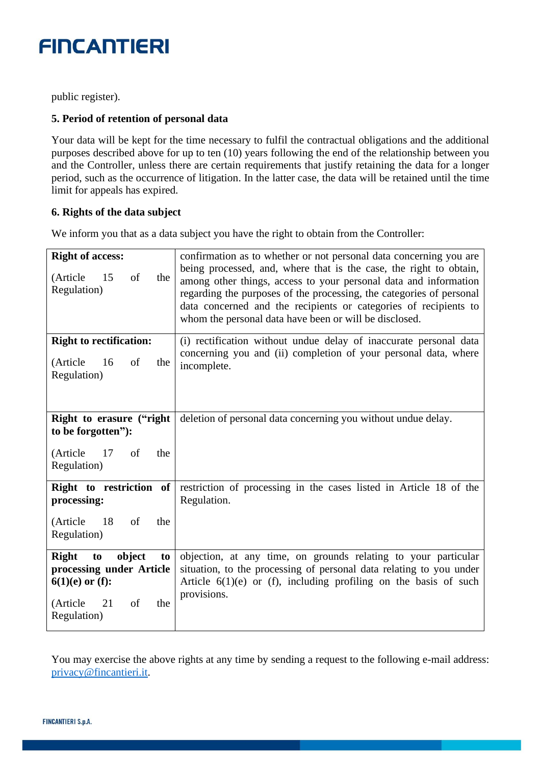public register).

**5. Period of retention of personal data**

Your data will be kept for the time necessary to fulfil the contractual obligations and the additional purposes described above for up to ten (10) years following the end of the relationship between you and the Controller, unless there are certain requirements that justify retaining the data for a longer period, such as the occurrence of litigation. In the latter case, the data will be retained until the time limit for appeals has expired.

**6. Rights of the data subject**

We inform you that as a data subject you have the right to obtain from the Controller:

| | |
|---|---|
| **Right of access:** (Article 15 of the Regulation) | confirmation as to whether or not personal data concerning you are being processed, and, where that is the case, the right to obtain, among other things, access to your personal data and information regarding the purposes of the processing, the categories of personal data concerned and the recipients or categories of recipients to whom the personal data have been or will be disclosed. |
| **Right to rectification:** (Article 16 of the Regulation) | (i) rectification without undue delay of inaccurate personal data concerning you and (ii) completion of your personal data, where incomplete. |
| **Right to erasure ("right to be forgotten"):** (Article 17 of the Regulation) | deletion of personal data concerning you without undue delay. |
| **Right to restriction of processing:** (Article 18 of the Regulation) | restriction of processing in the cases listed in Article 18 of the Regulation. |
| **Right to object to processing under Article 6(1)(e) or (f):** (Article 21 of the Regulation) | objection, at any time, on grounds relating to your particular situation, to the processing of personal data relating to you under Article 6(1)(e) or (f), including profiling on the basis of such provisions. |

You may exercise the above rights at any time by sending a request to the following e-mail address: privacy@fincantieri.it.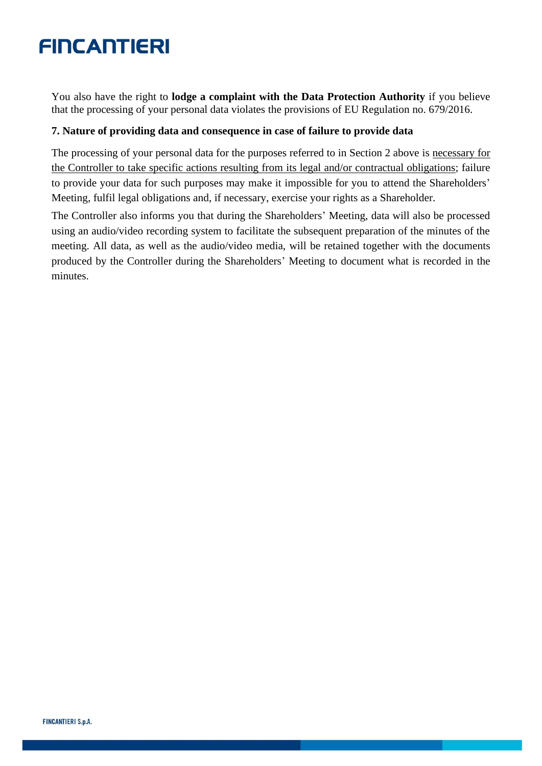You also have the right to **lodge a complaint with the Data Protection Authority** if you believe that the processing of your personal data violates the provisions of EU Regulation no. 679/2016.

**7. Nature of providing data and consequence in case of failure to provide data**

The processing of your personal data for the purposes referred to in Section 2 above is necessary for the Controller to take specific actions resulting from its legal and/or contractual obligations; failure to provide your data for such purposes may make it impossible for you to attend the Shareholders' Meeting, fulfil legal obligations and, if necessary, exercise your rights as a Shareholder.

The Controller also informs you that during the Shareholders' Meeting, data will also be processed using an audio/video recording system to facilitate the subsequent preparation of the minutes of the meeting. All data, as well as the audio/video media, will be retained together with the documents produced by the Controller during the Shareholders' Meeting to document what is recorded in the minutes.